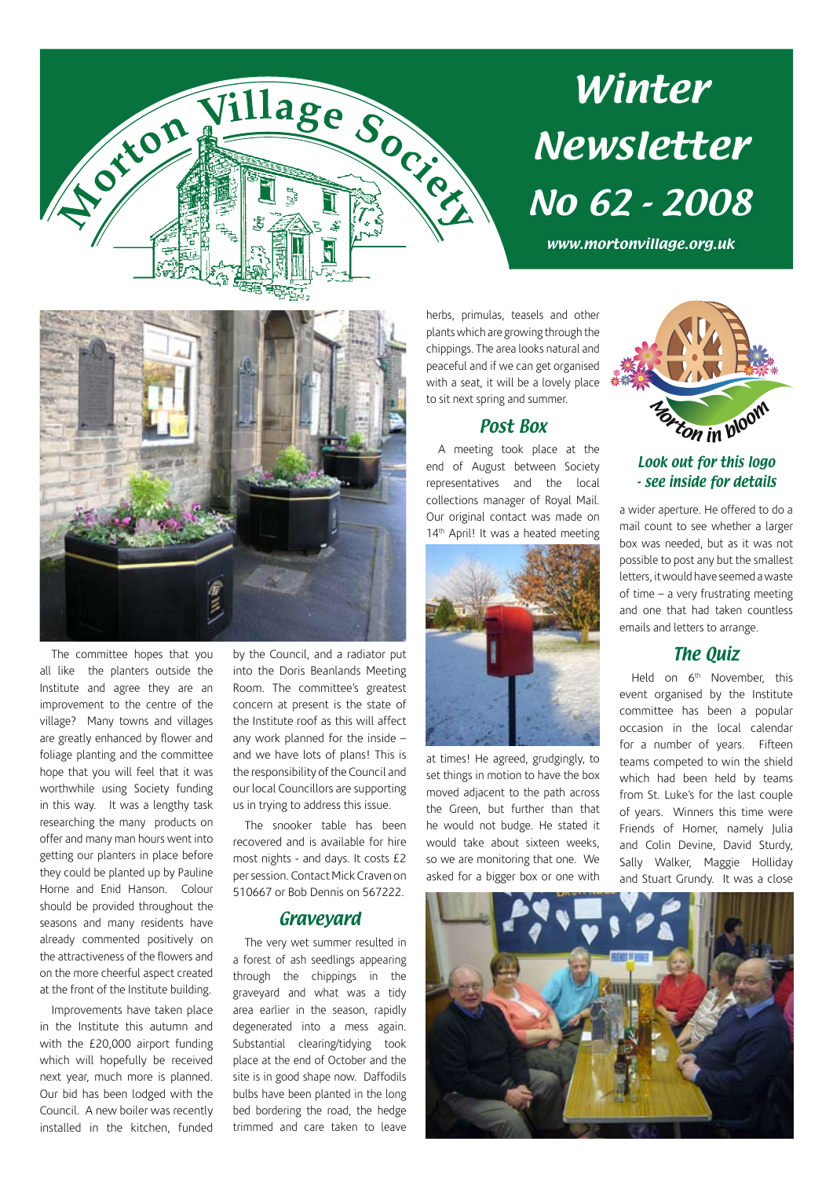# Morton Village Society

# Winter Newsletter No 62 - 2008

*www.mortonvillage.org.uk*

The committee hopes that you all like the planters outside the Institute and agree they are an improvement to the centre of the village? Many towns and villages are greatly enhanced by flower and foliage planting and the committee hope that you will feel that it was worthwhile using Society funding in this way. It was a lengthy task researching the many products on offer and many man hours went into getting our planters in place before they could be planted up by Pauline Horne and Enid Hanson. Colour should be provided throughout the seasons and many residents have already commented positively on the attractiveness of the flowers and on the more cheerful aspect created at the front of the Institute building.

Improvements have taken place in the Institute this autumn and with the £20,000 airport funding which will hopefully be received next year, much more is planned. Our bid has been lodged with the Council. A new boiler was recently installed in the kitchen, funded by the Council, and a radiator put into the Doris Beanlands Meeting Room. The committee's greatest concern at present is the state of the Institute roof as this will affect any work planned for the inside – and we have lots of plans! This is the responsibility of the Council and our local Councillors are supporting us in trying to address this issue.

The snooker table has been recovered and is available for hire most nights - and days. It costs £2 per session. Contact Mick Craven on 510667 or Bob Dennis on 567222.

## Graveyard

The very wet summer resulted in a forest of ash seedlings appearing through the chippings in the graveyard and what was a tidy area earlier in the season, rapidly degenerated into a mess again. Substantial clearing/tidying took place at the end of October and the site is in good shape now. Daffodils bulbs have been planted in the long bed bordering the road, the hedge trimmed and care taken to leave herbs, primulas, teasels and other plants which are growing through the chippings. The area looks natural and peaceful and if we can get organised with a seat, it will be a lovely place to sit next spring and summer.

## Post Box

A meeting took place at the end of August between Society representatives and the local collections manager of Royal Mail. Our original contact was made on 14th April! It was a heated meeting at times! He agreed, grudgingly, to set things in motion to have the box moved adjacent to the path across the Green, but further than that he would not budge. He stated it would take about sixteen weeks, so we are monitoring that one. We asked for a bigger box or one with a wider aperture. He offered to do a mail count to see whether a larger box was needed, but as it was not possible to post any but the smallest letters, it would have seemed a waste of time – a very frustrating meeting and one that had taken countless emails and letters to arrange.

*Morton in bloom*

***Look out for this logo - see inside for details***

## The Quiz

Held on 6th November, this event organised by the Institute committee has been a popular occasion in the local calendar for a number of years. Fifteen teams competed to win the shield which had been held by teams from St. Luke's for the last couple of years. Winners this time were Friends of Homer, namely Julia and Colin Devine, David Sturdy, Sally Walker, Maggie Holliday and Stuart Grundy. It was a close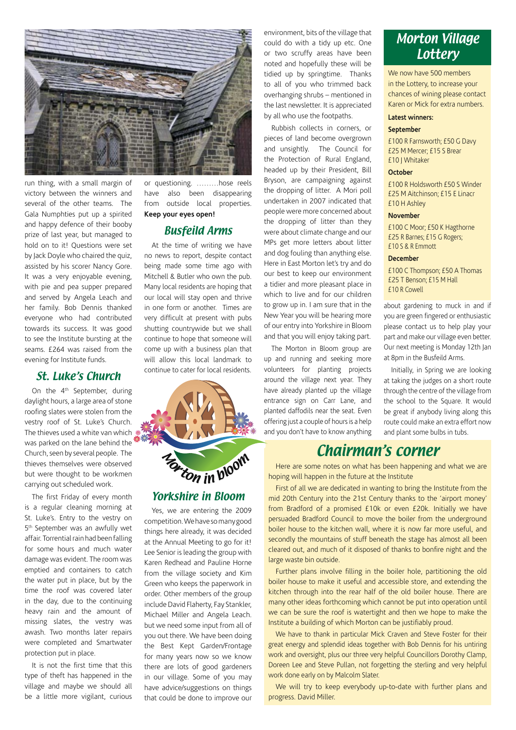run thing, with a small margin of victory between the winners and several of the other teams. The Gala Numphties put up a spirited and happy defence of their booby prize of last year, but managed to hold on to it! Questions were set by Jack Doyle who chaired the quiz, assisted by his scorer Nancy Gore. It was a very enjoyable evening, with pie and pea supper prepared and served by Angela Leach and her family. Bob Dennis thanked everyone who had contributed towards its success. It was good to see the Institute bursting at the seams. £264 was raised from the evening for Institute funds.

## St. Luke's Church

On the 4th September, during daylight hours, a large area of stone roofing slates were stolen from the vestry roof of St. Luke's Church. The thieves used a white van which was parked on the lane behind the Church, seen by several people. The thieves themselves were observed but were thought to be workmen carrying out scheduled work.

The first Friday of every month is a regular cleaning morning at St. Luke's. Entry to the vestry on 5th September was an awfully wet affair. Torrential rain had been falling for some hours and much water damage was evident. The room was emptied and containers to catch the water put in place, but by the time the roof was covered later in the day, due to the continuing heavy rain and the amount of missing slates, the vestry was awash. Two months later repairs were completed and Smartwater protection put in place.

It is not the first time that this type of theft has happened in the village and maybe we should all be a little more vigilant, curious or questioning. .........hose reels have also been disappearing from outside local properties. **Keep your eyes open!**

## Busfeild Arms

At the time of writing we have no news to report, despite contact being made some time ago with Mitchell & Butler who own the pub. Many local residents are hoping that our local will stay open and thrive in one form or another. Times are very difficult at present with pubs shutting countrywide but we shall continue to hope that someone will come up with a business plan that will allow this local landmark to continue to cater for local residents.

Morton in bloom

## Yorkshire in Bloom

Yes, we are entering the 2009 competition. We have so many good things here already, it was decided at the Annual Meeting to go for it! Lee Senior is leading the group with Karen Redhead and Pauline Horne from the village society and Kim Green who keeps the paperwork in order. Other members of the group include David Flaherty, Fay Stankler, Michael Miller and Angela Leach. but we need some input from all of you out there. We have been doing the Best Kept Garden/Frontage for many years now so we know there are lots of good gardeners in our village. Some of you may have advice/suggestions on things that could be done to improve our environment, bits of the village that could do with a tidy up etc. One or two scruffy areas have been noted and hopefully these will be tidied up by springtime. Thanks to all of you who trimmed back overhanging shrubs – mentioned in the last newsletter. It is appreciated by all who use the footpaths.

Rubbish collects in corners, or pieces of land become overgrown and unsightly. The Council for the Protection of Rural England, headed up by their President, Bill Bryson, are campaigning against the dropping of litter. A Mori poll undertaken in 2007 indicated that people were more concerned about the dropping of litter than they were about climate change and our MPs get more letters about litter and dog fouling than anything else. Here in East Morton let's try and do our best to keep our environment a tidier and more pleasant place in which to live and for our children to grow up in. I am sure that in the New Year you will be hearing more of our entry into Yorkshire in Bloom and that you will enjoy taking part.

The Morton in Bloom group are up and running and seeking more volunteers for planting projects around the village next year. They have already planted up the village entrance sign on Carr Lane, and planted daffodils near the seat. Even offering just a couple of hours is a help and you don't have to know anything about gardening to muck in and if you are green fingered or enthusiastic please contact us to help play your part and make our village even better. Our next meeting is Monday 12th Jan at 8pm in the Busfeild Arms.

Initially, in Spring we are looking at taking the judges on a short route through the centre of the village from the school to the Square. It would be great if anybody living along this route could make an extra effort now and plant some bulbs in tubs.

## Morton Village Lottery

We now have 500 members in the Lottery, to increase your chances of wining please contact Karen or Mick for extra numbers.

**Latest winners:**

**September**

£100 R Farnsworth; £50 G Davy
£25 M Mercer; £15 S Brear
£10 J Whitaker

**October**

£100 R Holdsworth £50 S Winder
£25 M Aitchinson; £15 E Linacr
£10 H Ashley

**November**

£100 C Moor; £50 K Hagthorne
£25 R Barnes; £15 G Rogers;
£10 S & R Emmott

**December**

£100 C Thompson; £50 A Thomas
£25 T Benson; £15 M Hall
£10 R Cowell

## Chairman's corner

Here are some notes on what has been happening and what we are hoping will happen in the future at the Institute

First of all we are dedicated in wanting to bring the Institute from the mid 20th Century into the 21st Century thanks to the 'airport money' from Bradford of a promised £10k or even £20k. Initially we have persuaded Bradford Council to move the boiler from the underground boiler house to the kitchen wall, where it is now far more useful, and secondly the mountains of stuff beneath the stage has almost all been cleared out, and much of it disposed of thanks to bonfire night and the large waste bin outside.

Further plans involve filling in the boiler hole, partitioning the old boiler house to make it useful and accessible store, and extending the kitchen through into the rear half of the old boiler house. There are many other ideas forthcoming which cannot be put into operation until we can be sure the roof is watertight and then we hope to make the Institute a building of which Morton can be justifiably proud.

We have to thank in particular Mick Craven and Steve Foster for their great energy and splendid ideas together with Bob Dennis for his untiring work and oversight, plus our three very helpful Councillors Dorothy Clamp, Doreen Lee and Steve Pullan, not forgetting the sterling and very helpful work done early on by Malcolm Slater.

We will try to keep everybody up-to-date with further plans and progress. David Miller.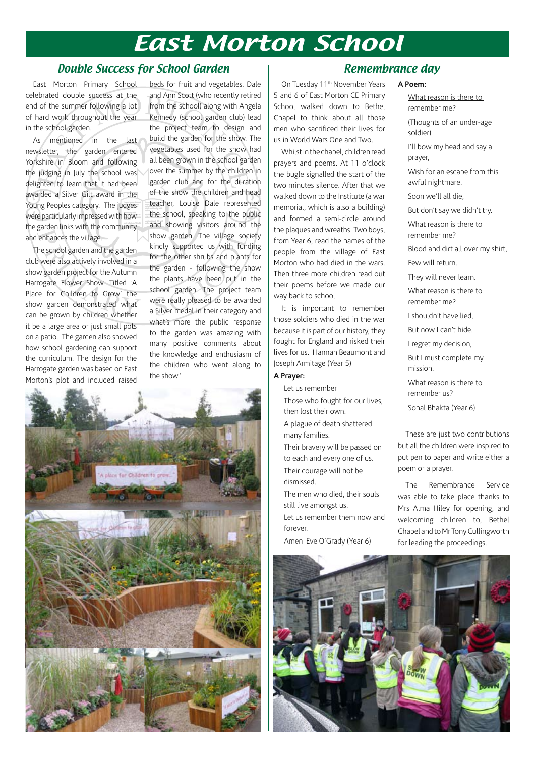# East Morton School

## Double Success for School Garden

East Morton Primary School celebrated double success at the end of the summer following a lot of hard work throughout the year in the school garden.

As mentioned in the last newsletter, the garden entered Yorkshire in Bloom and following the judging in July the school was delighted to learn that it had been awarded a Silver Gilt award in the Young Peoples category. The judges were particularly impressed with how the garden links with the community and enhances the village.

The school garden and the garden club were also actively involved in a show garden project for the Autumn Harrogate Flower Show. Titled 'A Place for Children to Grow' the show garden demonstrated what can be grown by children whether it be a large area or just small pots on a patio. The garden also showed how school gardening can support the curriculum. The design for the Harrogate garden was based on East Morton's plot and included raised beds for fruit and vegetables. Dale and Ann Scott (who recently retired from the school) along with Angela Kennedy (school garden club) lead the project team to design and build the garden for the show. The vegetables used for the show had all been grown in the school garden over the summer by the children in garden club and for the duration of the show the children and head teacher, Louise Dale represented the school, speaking to the public and showing visitors around the show garden. The village society kindly supported us with funding for the other shrubs and plants for the garden - following the show the plants have been put in the school garden. The project team were really pleased to be awarded a Silver medal in their category and what's more the public response to the garden was amazing with many positive comments about the knowledge and enthusiasm of the children who went along to the show.'

## Remembrance day

On Tuesday 11th November Years 5 and 6 of East Morton CE Primary School walked down to Bethel Chapel to think about all those men who sacrificed their lives for us in World Wars One and Two.

Whilst in the chapel, children read prayers and poems. At 11 o'clock the bugle signalled the start of the two minutes silence. After that we walked down to the Institute (a war memorial, which is also a building) and formed a semi-circle around the plaques and wreaths. Two boys, from Year 6, read the names of the people from the village of East Morton who had died in the wars. Then three more children read out their poems before we made our way back to school.

It is important to remember those soldiers who died in the war because it is part of our history, they fought for England and risked their lives for us. Hannah Beaumont and Joseph Armitage (Year 5)

**A Prayer:**

Let us remember

Those who fought for our lives, then lost their own.

A plague of death shattered many families.

Their bravery will be passed on to each and every one of us.

Their courage will not be dismissed.

The men who died, their souls still live amongst us.

Let us remember them now and forever.

Amen Eve O'Grady (Year 6)

**A Poem:**

What reason is there to remember me?

(Thoughts of an under-age soldier)

I'll bow my head and say a prayer,

Wish for an escape from this awful nightmare.

Soon we'll all die,

But don't say we didn't try.

What reason is there to remember me?

Blood and dirt all over my shirt,

Few will return.

They will never learn.

What reason is there to remember me?

I shouldn't have lied,

But now I can't hide.

I regret my decision,

But I must complete my mission.

What reason is there to remember us?

Sonal Bhakta (Year 6)

These are just two contributions but all the children were inspired to put pen to paper and write either a poem or a prayer.

The Remembrance Service was able to take place thanks to Mrs Alma Hiley for opening, and welcoming children to, Bethel Chapel and to Mr Tony Cullingworth for leading the proceedings.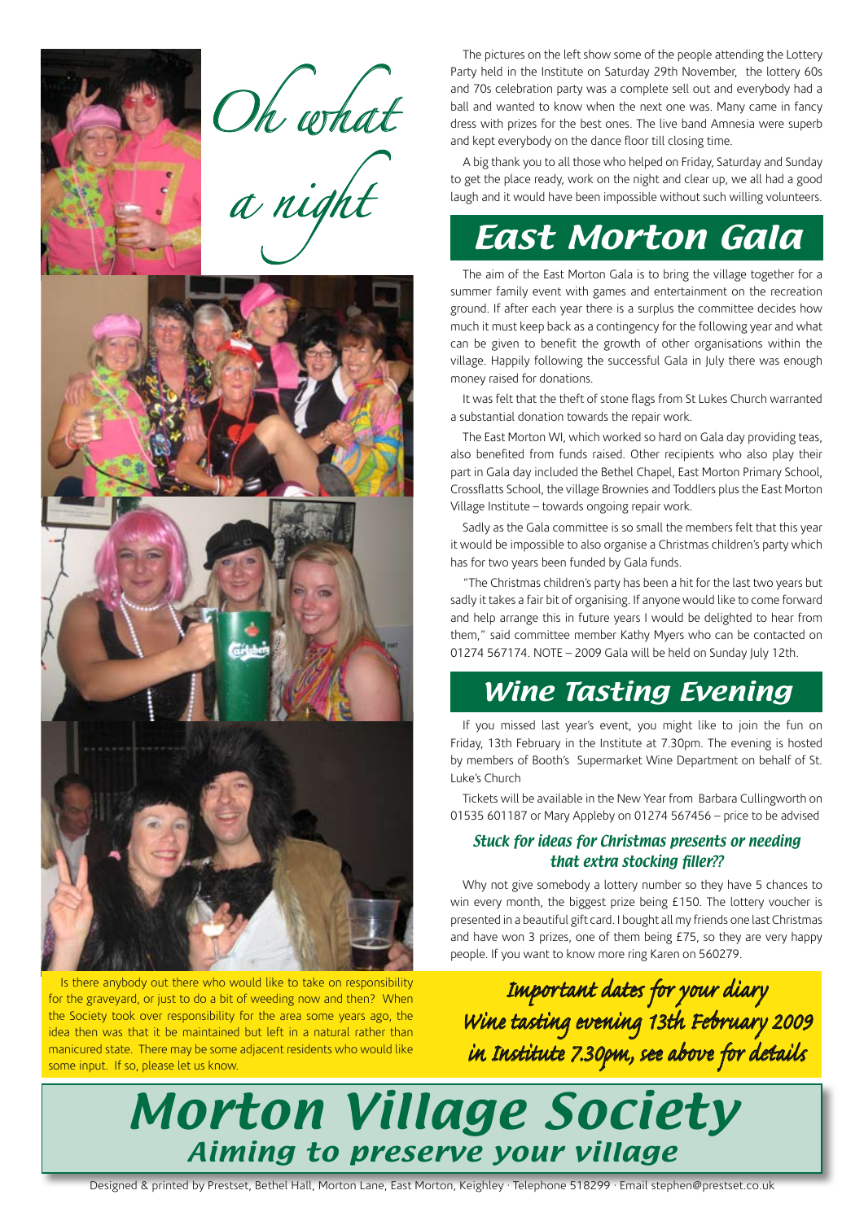# Oh what a night

The pictures on the left show some of the people attending the Lottery Party held in the Institute on Saturday 29th November, the lottery 60s and 70s celebration party was a complete sell out and everybody had a ball and wanted to know when the next one was. Many came in fancy dress with prizes for the best ones. The live band Amnesia were superb and kept everybody on the dance floor till closing time.

A big thank you to all those who helped on Friday, Saturday and Sunday to get the place ready, work on the night and clear up, we all had a good laugh and it would have been impossible without such willing volunteers.

Is there anybody out there who would like to take on responsibility for the graveyard, or just to do a bit of weeding now and then? When the Society took over responsibility for the area some years ago, the idea then was that it be maintained but left in a natural rather than manicured state. There may be some adjacent residents who would like some input. If so, please let us know.

## East Morton Gala

The aim of the East Morton Gala is to bring the village together for a summer family event with games and entertainment on the recreation ground. If after each year there is a surplus the committee decides how much it must keep back as a contingency for the following year and what can be given to benefit the growth of other organisations within the village. Happily following the successful Gala in July there was enough money raised for donations.

It was felt that the theft of stone flags from St Lukes Church warranted a substantial donation towards the repair work.

The East Morton WI, which worked so hard on Gala day providing teas, also benefited from funds raised. Other recipients who also play their part in Gala day included the Bethel Chapel, East Morton Primary School, Crossflatts School, the village Brownies and Toddlers plus the East Morton Village Institute – towards ongoing repair work.

Sadly as the Gala committee is so small the members felt that this year it would be impossible to also organise a Christmas children's party which has for two years been funded by Gala funds.

"The Christmas children's party has been a hit for the last two years but sadly it takes a fair bit of organising. If anyone would like to come forward and help arrange this in future years I would be delighted to hear from them," said committee member Kathy Myers who can be contacted on 01274 567174. NOTE – 2009 Gala will be held on Sunday July 12th.

## Wine Tasting Evening

If you missed last year's event, you might like to join the fun on Friday, 13th February in the Institute at 7.30pm. The evening is hosted by members of Booth's Supermarket Wine Department on behalf of St. Luke's Church

Tickets will be available in the New Year from Barbara Cullingworth on 01535 601187 or Mary Appleby on 01274 567456 – price to be advised

### *Stuck for ideas for Christmas presents or needing that extra stocking filler??*

Why not give somebody a lottery number so they have 5 chances to win every month, the biggest prize being £150. The lottery voucher is presented in a beautiful gift card. I bought all my friends one last Christmas and have won 3 prizes, one of them being £75, so they are very happy people. If you want to know more ring Karen on 560279.

*Important dates for your diary*
*Wine tasting evening 13th February 2009 in Institute 7.30pm, see above for details*

# Morton Village Society
## *Aiming to preserve your village*

Designed & printed by Prestset, Bethel Hall, Morton Lane, East Morton, Keighley · Telephone 518299 · Email stephen@prestset.co.uk